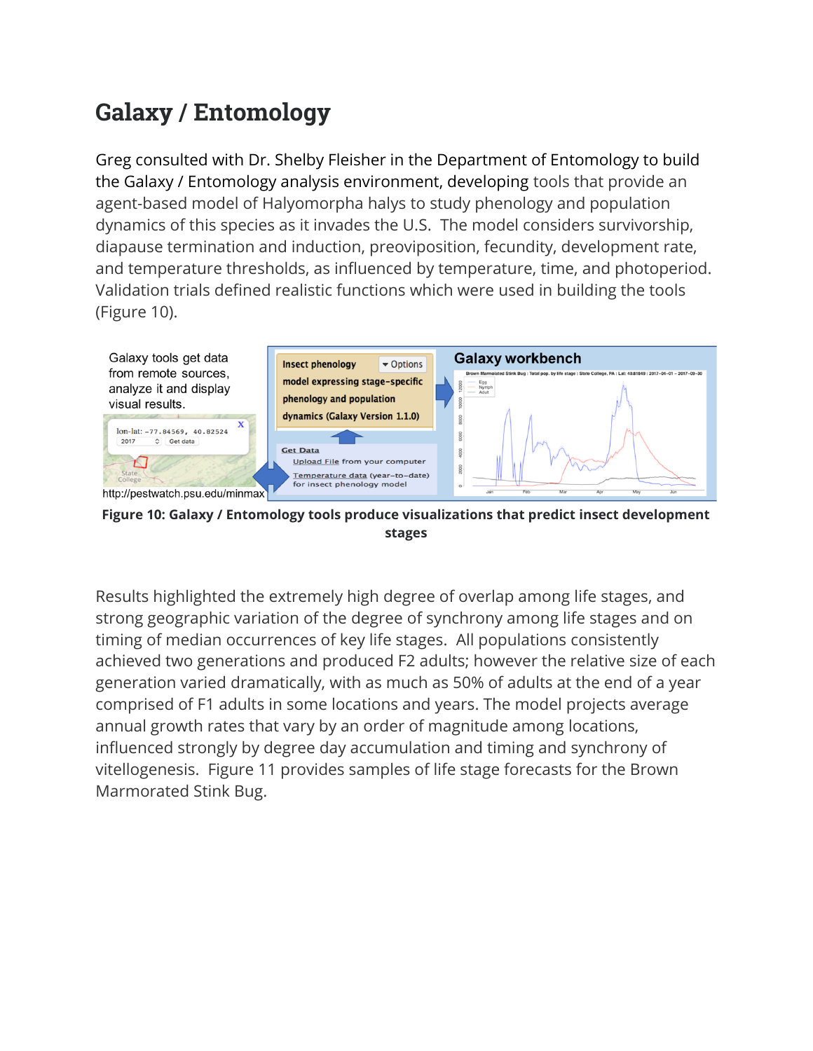# Galaxy / Entomology

Greg consulted with Dr. Shelby Fleisher in the Department of Entomology to build the Galaxy / Entomology analysis environment, developing tools that provide an agent-based model of Halyomorpha halys to study phenology and population dynamics of this species as it invades the U.S. The model considers survivorship, diapause termination and induction, preoviposition, fecundity, development rate, and temperature thresholds, as influenced by temperature, time, and photoperiod. Validation trials defined realistic functions which were used in building the tools (Figure 10).

**Figure 10: Galaxy / Entomology tools produce visualizations that predict insect development stages**

Results highlighted the extremely high degree of overlap among life stages, and strong geographic variation of the degree of synchrony among life stages and on timing of median occurrences of key life stages. All populations consistently achieved two generations and produced F2 adults; however the relative size of each generation varied dramatically, with as much as 50% of adults at the end of a year comprised of F1 adults in some locations and years. The model projects average annual growth rates that vary by an order of magnitude among locations, influenced strongly by degree day accumulation and timing and synchrony of vitellogenesis. Figure 11 provides samples of life stage forecasts for the Brown Marmorated Stink Bug.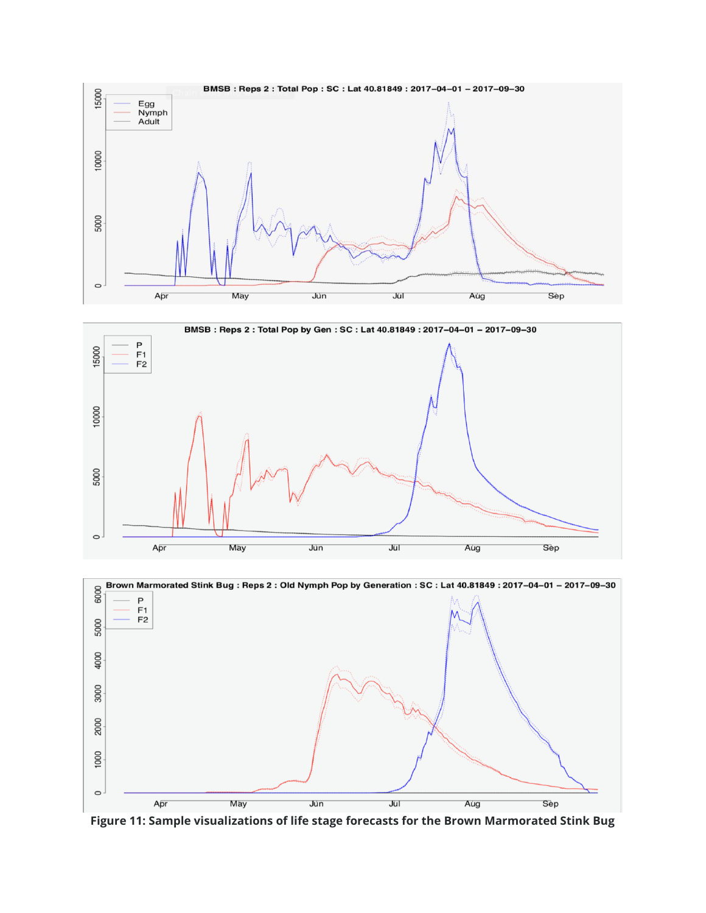BMSB : Reps 2 : Total Pop : SC : Lat 40.81849 : 2017–04–01 – 2017–09–30

Egg
Nymph
Adult

0
5000
10000
15000

Apr
May
Jun
Jul
Aug
Sep

BMSB : Reps 2 : Total Pop by Gen : SC : Lat 40.81849 : 2017–04–01 – 2017–09–30

P
F1
F2

0
5000
10000
15000

Apr
May
Jun
Jul
Aug
Sep

Brown Marmorated Stink Bug : Reps 2 : Old Nymph Pop by Generation : SC : Lat 40.81849 : 2017–04–01 – 2017–09–30

P
F1
F2

0
1000
2000
3000
4000
5000
6000

Apr
May
Jun
Jul
Aug
Sep

**Figure 11: Sample visualizations of life stage forecasts for the Brown Marmorated Stink Bug**